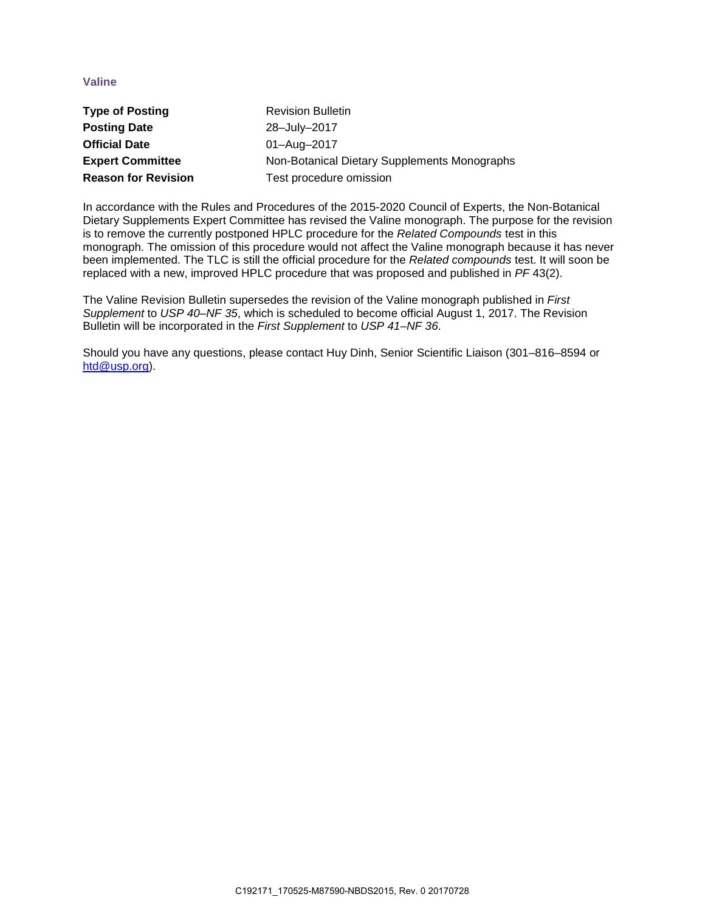## Valine

| **Type of Posting** | Revision Bulletin |
|---|---|
| **Posting Date** | 28–July–2017 |
| **Official Date** | 01–Aug–2017 |
| **Expert Committee** | Non-Botanical Dietary Supplements Monographs |
| **Reason for Revision** | Test procedure omission |

In accordance with the Rules and Procedures of the 2015-2020 Council of Experts, the Non-Botanical Dietary Supplements Expert Committee has revised the Valine monograph. The purpose for the revision is to remove the currently postponed HPLC procedure for the *Related Compounds* test in this monograph. The omission of this procedure would not affect the Valine monograph because it has never been implemented. The TLC is still the official procedure for the *Related compounds* test. It will soon be replaced with a new, improved HPLC procedure that was proposed and published in *PF* 43(2).

The Valine Revision Bulletin supersedes the revision of the Valine monograph published in *First Supplement* to *USP 40–NF 35*, which is scheduled to become official August 1, 2017. The Revision Bulletin will be incorporated in the *First Supplement* to *USP 41–NF 36*.

Should you have any questions, please contact Huy Dinh, Senior Scientific Liaison (301–816–8594 or htd@usp.org).

C192171_170525-M87590-NBDS2015, Rev. 0 20170728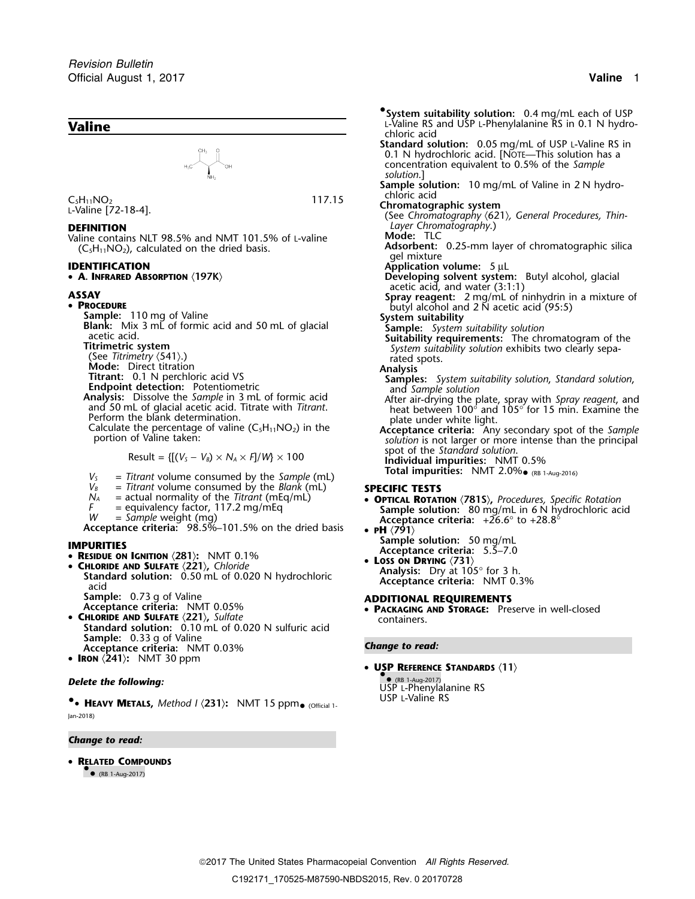# Valine

$C_5H_{11}NO_2$ 117.15

L-Valine [72-18-4].

## DEFINITION

Valine contains NLT 98.5% and NMT 101.5% of L-valine ($C_5H_{11}NO_2$), calculated on the dried basis.

## IDENTIFICATION

- **A. Infrared Absorption ⟨197K⟩**

## ASSAY

- **Procedure**

  **Sample:** 110 mg of Valine

  **Blank:** Mix 3 mL of formic acid and 50 mL of glacial acetic acid.

  **Titrimetric system**

  (See *Titrimetry* ⟨541⟩.)

  **Mode:** Direct titration

  **Titrant:** 0.1 N perchloric acid VS

  **Endpoint detection:** Potentiometric

  **Analysis:** Dissolve the *Sample* in 3 mL of formic acid and 50 mL of glacial acetic acid. Titrate with *Titrant*. Perform the blank determination.

  Calculate the percentage of valine ($C_5H_{11}NO_2$) in the portion of Valine taken:

  $$\text{Result} = \{[(V_S - V_B) \times N_A \times F]/W\} \times 100$$

  $V_S$ = *Titrant* volume consumed by the *Sample* (mL)
  $V_B$ = *Titrant* volume consumed by the *Blank* (mL)
  $N_A$ = actual normality of the *Titrant* (mEq/mL)
  $F$ = equivalency factor, 117.2 mg/mEq
  $W$ = *Sample* weight (mg)

  **Acceptance criteria:** 98.5%–101.5% on the dried basis

## IMPURITIES

- **Residue on Ignition ⟨281⟩:** NMT 0.1%
- **Chloride and Sulfate ⟨221⟩,** *Chloride*

  **Standard solution:** 0.50 mL of 0.020 N hydrochloric acid

  **Sample:** 0.73 g of Valine

  **Acceptance criteria:** NMT 0.05%
- **Chloride and Sulfate ⟨221⟩,** *Sulfate*

  **Standard solution:** 0.10 mL of 0.020 N sulfuric acid

  **Sample:** 0.33 g of Valine

  **Acceptance criteria:** NMT 0.03%
- **Iron ⟨241⟩:** NMT 30 ppm

***Delete the following:***

- ▪**Heavy Metals,** *Method I* ⟨231⟩: NMT 15 ppm▪ (Official 1-Jan-2018)

***Change to read:***

- **Related Compounds**

  ▪▪ (RB 1-Aug-2017)

  ▪**System suitability solution:** 0.4 mg/mL each of USP L-Valine RS and USP L-Phenylalanine RS in 0.1 N hydrochloric acid

  **Standard solution:** 0.05 mg/mL of USP L-Valine RS in 0.1 N hydrochloric acid. [Note—This solution has a concentration equivalent to 0.5% of the *Sample solution*.]

  **Sample solution:** 10 mg/mL of Valine in 2 N hydrochloric acid

  **Chromatographic system**

  (See *Chromatography* ⟨621⟩*, General Procedures, Thin-Layer Chromatography*.)

  **Mode:** TLC

  **Adsorbent:** 0.25-mm layer of chromatographic silica gel mixture

  **Application volume:** 5 µL

  **Developing solvent system:** Butyl alcohol, glacial acetic acid, and water (3:1:1)

  **Spray reagent:** 2 mg/mL of ninhydrin in a mixture of butyl alcohol and 2 N acetic acid (95:5)

  **System suitability**

  **Sample:** *System suitability solution*

  **Suitability requirements:** The chromatogram of the *System suitability solution* exhibits two clearly separated spots.

  **Analysis**

  **Samples:** *System suitability solution*, *Standard solution*, and *Sample solution*

  After air-drying the plate, spray with *Spray reagent*, and heat between 100° and 105° for 15 min. Examine the plate under white light.

  **Acceptance criteria:** Any secondary spot of the *Sample solution* is not larger or more intense than the principal spot of the *Standard solution*.

  **Individual impurities:** NMT 0.5%

  **Total impurities:** NMT 2.0%▪ (RB 1-Aug-2016)

## SPECIFIC TESTS

- **Optical Rotation ⟨781S⟩,** *Procedures, Specific Rotation*

  **Sample solution:** 80 mg/mL in 6 N hydrochloric acid

  **Acceptance criteria:** +26.6° to +28.8°
- **pH ⟨791⟩**

  **Sample solution:** 50 mg/mL

  **Acceptance criteria:** 5.5–7.0
- **Loss on Drying ⟨731⟩**

  **Analysis:** Dry at 105° for 3 h.

  **Acceptance criteria:** NMT 0.3%

## ADDITIONAL REQUIREMENTS

- **Packaging and Storage:** Preserve in well-closed containers.

***Change to read:***

- **USP Reference Standards ⟨11⟩**

  ▪▪ (RB 1-Aug-2017)

  USP L-Phenylalanine RS

  USP L-Valine RS